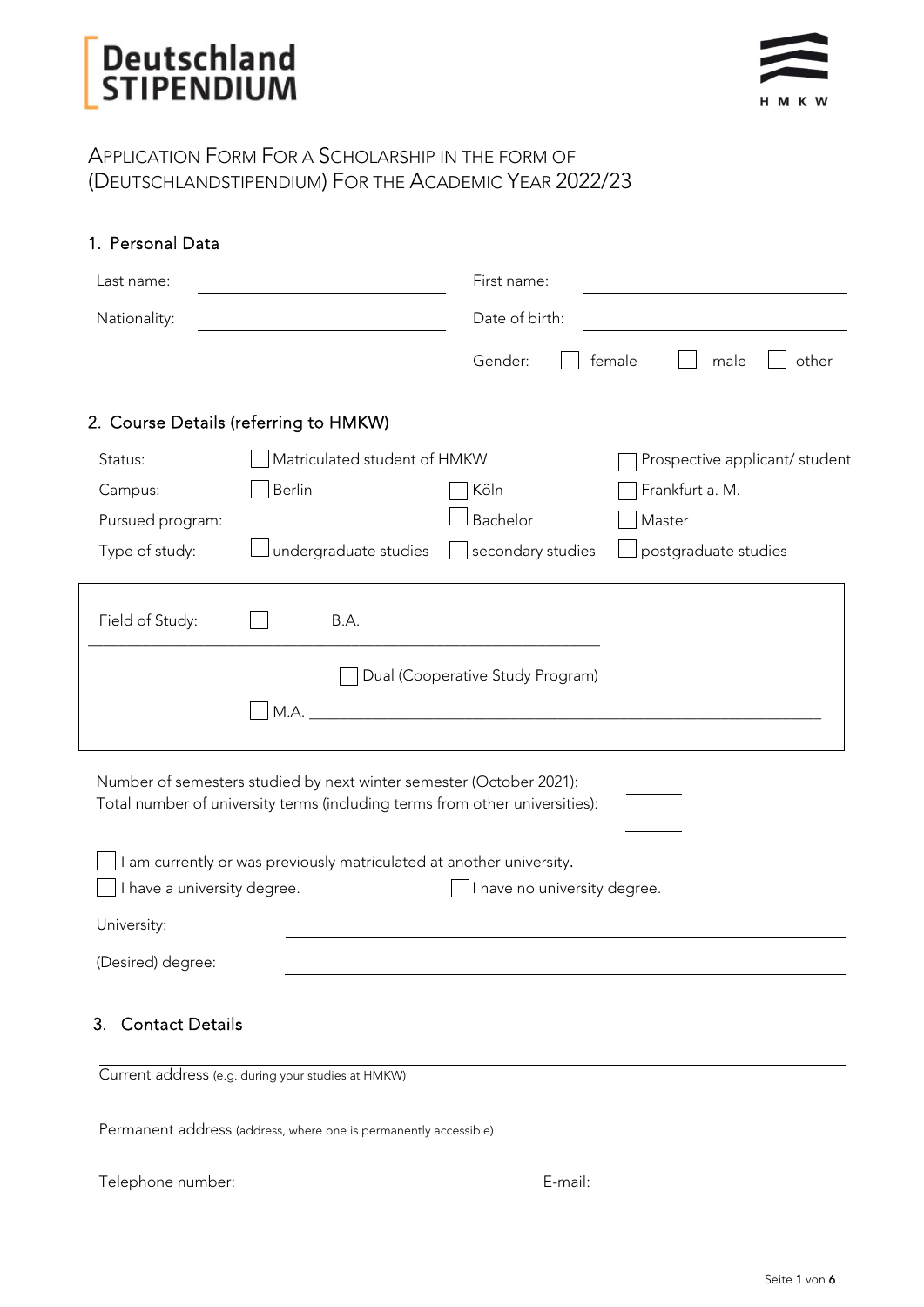Deutschland
STIPENDIUM

H M K W

# Application Form For a Scholarship in the Form of (Deutschlandstipendium) For the Academic Year 2022/23

## 1. Personal Data

Last name: ______________________ First name: ______________________

Nationality: ______________________ Date of birth: ______________________

Gender: ☐ female ☐ male ☐ other

## 2. Course Details (referring to HMKW)

Status: ☐ Matriculated student of HMKW ☐ Prospective applicant/ student

Campus: ☐ Berlin ☐ Köln ☐ Frankfurt a. M.

Pursued program: ☐ Bachelor ☐ Master

Type of study: ☐ undergraduate studies ☐ secondary studies ☐ postgraduate studies

Field of Study: ☐ B.A. ______________________

☐ Dual (Cooperative Study Program)

☐ M.A. ______________________

Number of semesters studied by next winter semester (October 2021): ______

Total number of university terms (including terms from other universities): ______

☐ I am currently or was previously matriculated at another university.

☐ I have a university degree. ☐ I have no university degree.

University: ______________________

(Desired) degree: ______________________

## 3. Contact Details

______________________

Current address (e.g. during your studies at HMKW)

______________________

Permanent address (address, where one is permanently accessible)

Telephone number: ______________________ E-mail: ______________________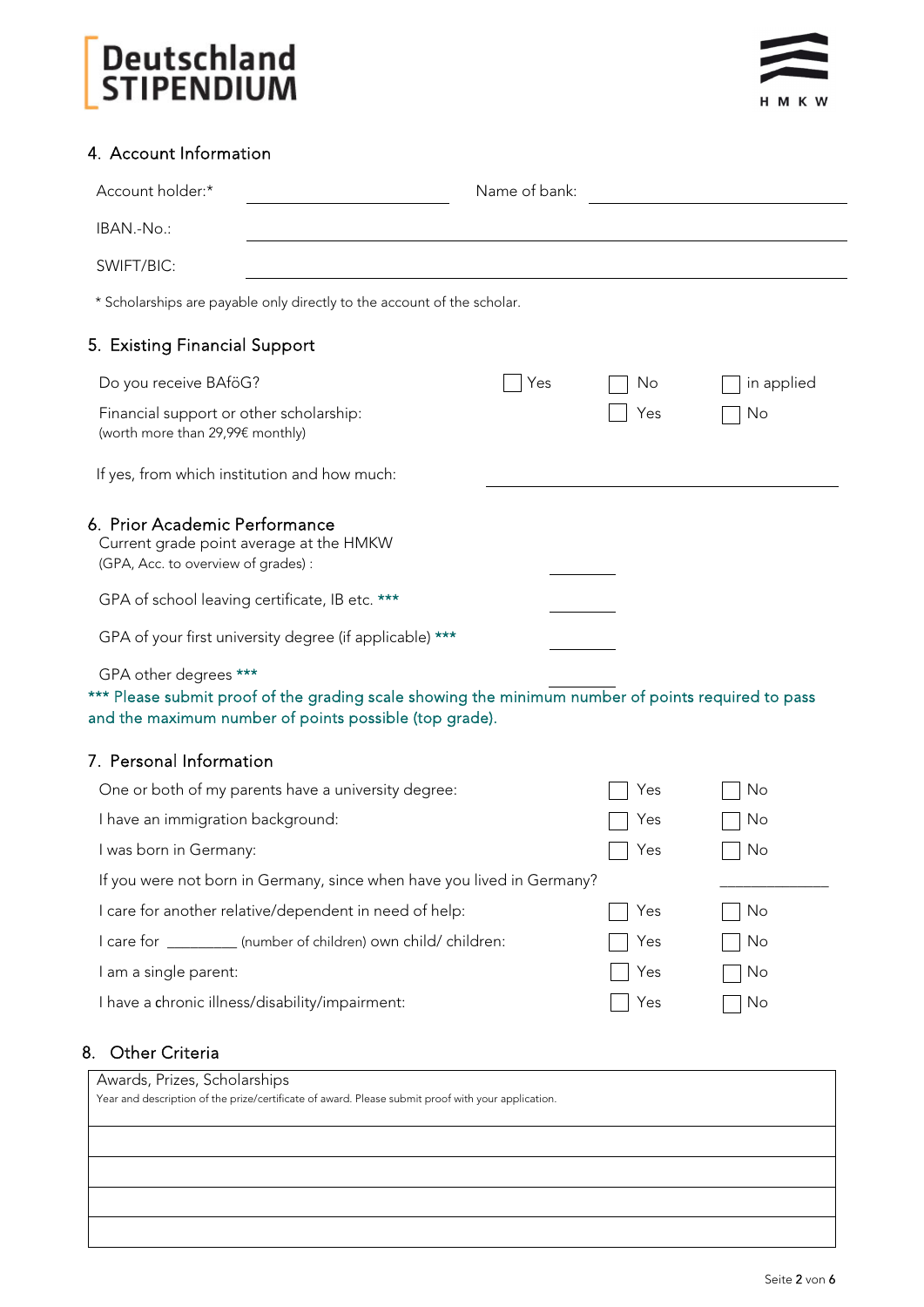## 4. Account Information

Account holder:* \_\_\_\_\_\_\_\_\_\_\_\_\_\_\_\_\_\_\_\_ Name of bank: \_\_\_\_\_\_\_\_\_\_\_\_\_\_\_\_\_\_\_\_

IBAN.-No.: \_\_\_\_\_\_\_\_\_\_\_\_\_\_\_\_\_\_\_\_\_\_\_\_\_\_\_\_\_\_\_\_\_\_\_\_\_\_\_\_

SWIFT/BIC: \_\_\_\_\_\_\_\_\_\_\_\_\_\_\_\_\_\_\_\_\_\_\_\_\_\_\_\_\_\_\_\_\_\_\_\_\_\_\_\_

\* Scholarships are payable only directly to the account of the scholar.

## 5. Existing Financial Support

Do you receive BAföG? ☐ Yes ☐ No ☐ in applied

Financial support or other scholarship: ☐ Yes ☐ No
(worth more than 29,99€ monthly)

If yes, from which institution and how much: \_\_\_\_\_\_\_\_\_\_\_\_\_\_\_\_\_\_\_\_

## 6. Prior Academic Performance

Current grade point average at the HMKW
(GPA, Acc. to overview of grades) : \_\_\_\_\_\_\_\_

GPA of school leaving certificate, IB etc. *** \_\_\_\_\_\_\_\_

GPA of your first university degree (if applicable) *** \_\_\_\_\_\_\_\_

GPA other degrees *** \_\_\_\_\_\_\_\_

*** Please submit proof of the grading scale showing the minimum number of points required to pass and the maximum number of points possible (top grade).

## 7. Personal Information

One or both of my parents have a university degree: ☐ Yes ☐ No

I have an immigration background: ☐ Yes ☐ No

I was born in Germany: ☐ Yes ☐ No

If you were not born in Germany, since when have you lived in Germany? \_\_\_\_\_\_\_\_\_\_

I care for another relative/dependent in need of help: ☐ Yes ☐ No

I care for \_\_\_\_\_\_\_\_ (number of children) own child/ children: ☐ Yes ☐ No

I am a single parent: ☐ Yes ☐ No

I have a chronic illness/disability/impairment: ☐ Yes ☐ No

## 8. Other Criteria

| Awards, Prizes, Scholarships<br>Year and description of the prize/certificate of award. Please submit proof with your application. |
|---|
| |
| |
| |
| |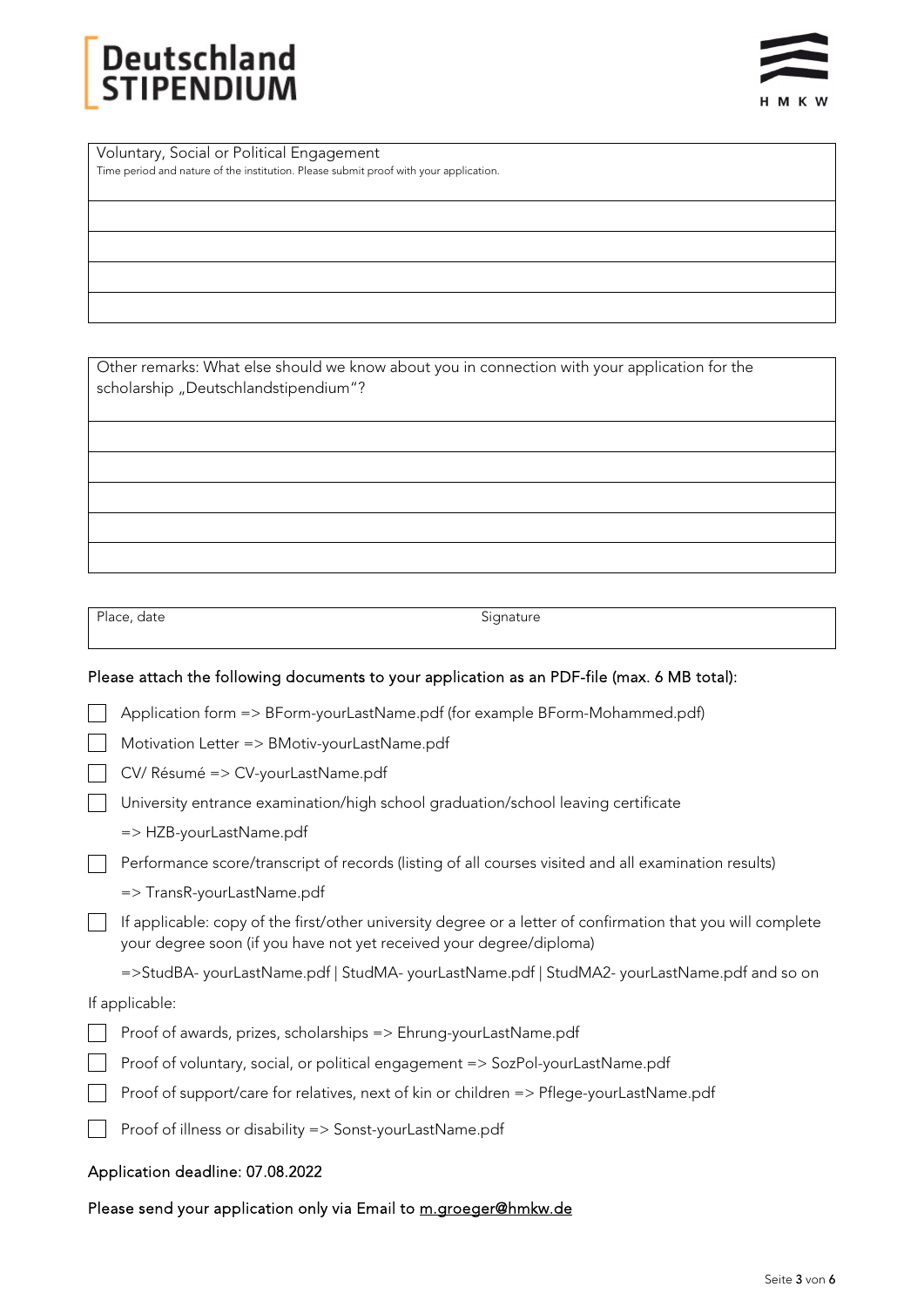| Voluntary, Social or Political Engagement<br>Time period and nature of the institution. Please submit proof with your application. |
|---|
| |
| |
| |
| |

| Other remarks: What else should we know about you in connection with your application for the scholarship „Deutschlandstipendium"? |
|---|
| |
| |
| |
| |
| |

| Place, date | Signature |
|---|---|
| | |

Please attach the following documents to your application as an PDF-file (max. 6 MB total):

- ☐ Application form => BForm-yourLastName.pdf (for example BForm-Mohammed.pdf)
- ☐ Motivation Letter => BMotiv-yourLastName.pdf
- ☐ CV/ Résumé => CV-yourLastName.pdf
- ☐ University entrance examination/high school graduation/school leaving certificate
  => HZB-yourLastName.pdf
- ☐ Performance score/transcript of records (listing of all courses visited and all examination results)
  => TransR-yourLastName.pdf
- ☐ If applicable: copy of the first/other university degree or a letter of confirmation that you will complete your degree soon (if you have not yet received your degree/diploma)
  =>StudBA- yourLastName.pdf | StudMA- yourLastName.pdf | StudMA2- yourLastName.pdf and so on

If applicable:

- ☐ Proof of awards, prizes, scholarships => Ehrung-yourLastName.pdf
- ☐ Proof of voluntary, social, or political engagement => SozPol-yourLastName.pdf
- ☐ Proof of support/care for relatives, next of kin or children => Pflege-yourLastName.pdf
- ☐ Proof of illness or disability => Sonst-yourLastName.pdf

Application deadline: 07.08.2022

Please send your application only via Email to m.groeger@hmkw.de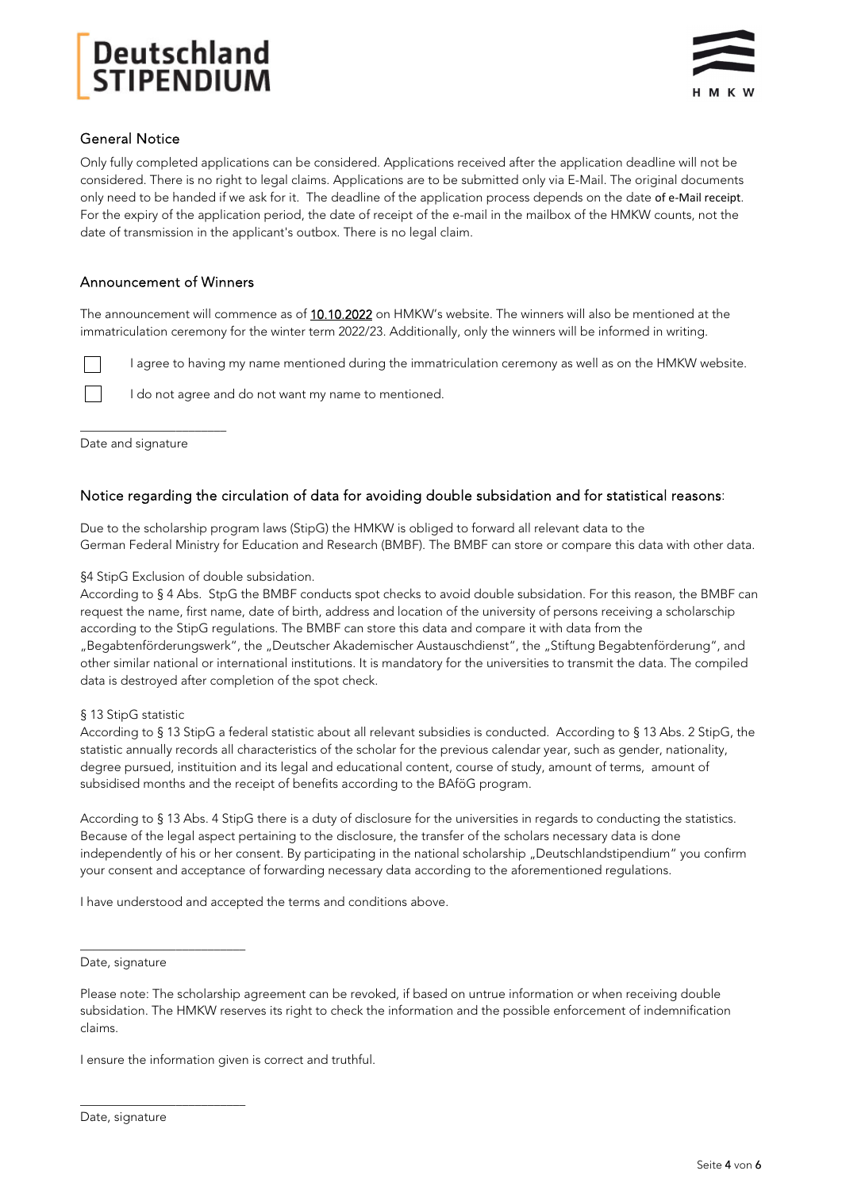## General Notice

Only fully completed applications can be considered. Applications received after the application deadline will not be considered. There is no right to legal claims. Applications are to be submitted only via E-Mail. The original documents only need to be handed if we ask for it. The deadline of the application process depends on the date of e-Mail receipt. For the expiry of the application period, the date of receipt of the e-mail in the mailbox of the HMKW counts, not the date of transmission in the applicant's outbox. There is no legal claim.

## Announcement of Winners

The announcement will commence as of 10.10.2022 on HMKW's website. The winners will also be mentioned at the immatriculation ceremony for the winter term 2022/23. Additionally, only the winners will be informed in writing.

- [ ] I agree to having my name mentioned during the immatriculation ceremony as well as on the HMKW website.
- [ ] I do not agree and do not want my name to mentioned.

\_\_\_\_\_\_\_\_\_\_\_\_\_\_\_\_\_\_\_\_\_\_\_\_

Date and signature

## Notice regarding the circulation of data for avoiding double subsidation and for statistical reasons:

Due to the scholarship program laws (StipG) the HMKW is obliged to forward all relevant data to the German Federal Ministry for Education and Research (BMBF). The BMBF can store or compare this data with other data.

§4 StipG Exclusion of double subsidation.
According to § 4 Abs. StpG the BMBF conducts spot checks to avoid double subsidation. For this reason, the BMBF can request the name, first name, date of birth, address and location of the university of persons receiving a scholarschip according to the StipG regulations. The BMBF can store this data and compare it with data from the „Begabtenförderungswerk", the „Deutscher Akademischer Austauschdienst", the „Stiftung Begabtenförderung", and other similar national or international institutions. It is mandatory for the universities to transmit the data. The compiled data is destroyed after completion of the spot check.

§ 13 StipG statistic
According to § 13 StipG a federal statistic about all relevant subsidies is conducted. According to § 13 Abs. 2 StipG, the statistic annually records all characteristics of the scholar for the previous calendar year, such as gender, nationality, degree pursued, instituition and its legal and educational content, course of study, amount of terms, amount of subsidised months and the receipt of benefits according to the BAföG program.

According to § 13 Abs. 4 StipG there is a duty of disclosure for the universities in regards to conducting the statistics. Because of the legal aspect pertaining to the disclosure, the transfer of the scholars necessary data is done independently of his or her consent. By participating in the national scholarship „Deutschlandstipendium" you confirm your consent and acceptance of forwarding necessary data according to the aforementioned regulations.

I have understood and accepted the terms and conditions above.

\_\_\_\_\_\_\_\_\_\_\_\_\_\_\_\_\_\_\_\_\_\_\_\_

Date, signature

Please note: The scholarship agreement can be revoked, if based on untrue information or when receiving double subsidation. The HMKW reserves its right to check the information and the possible enforcement of indemnification claims.

I ensure the information given is correct and truthful.

\_\_\_\_\_\_\_\_\_\_\_\_\_\_\_\_\_\_\_\_\_\_\_\_

Date, signature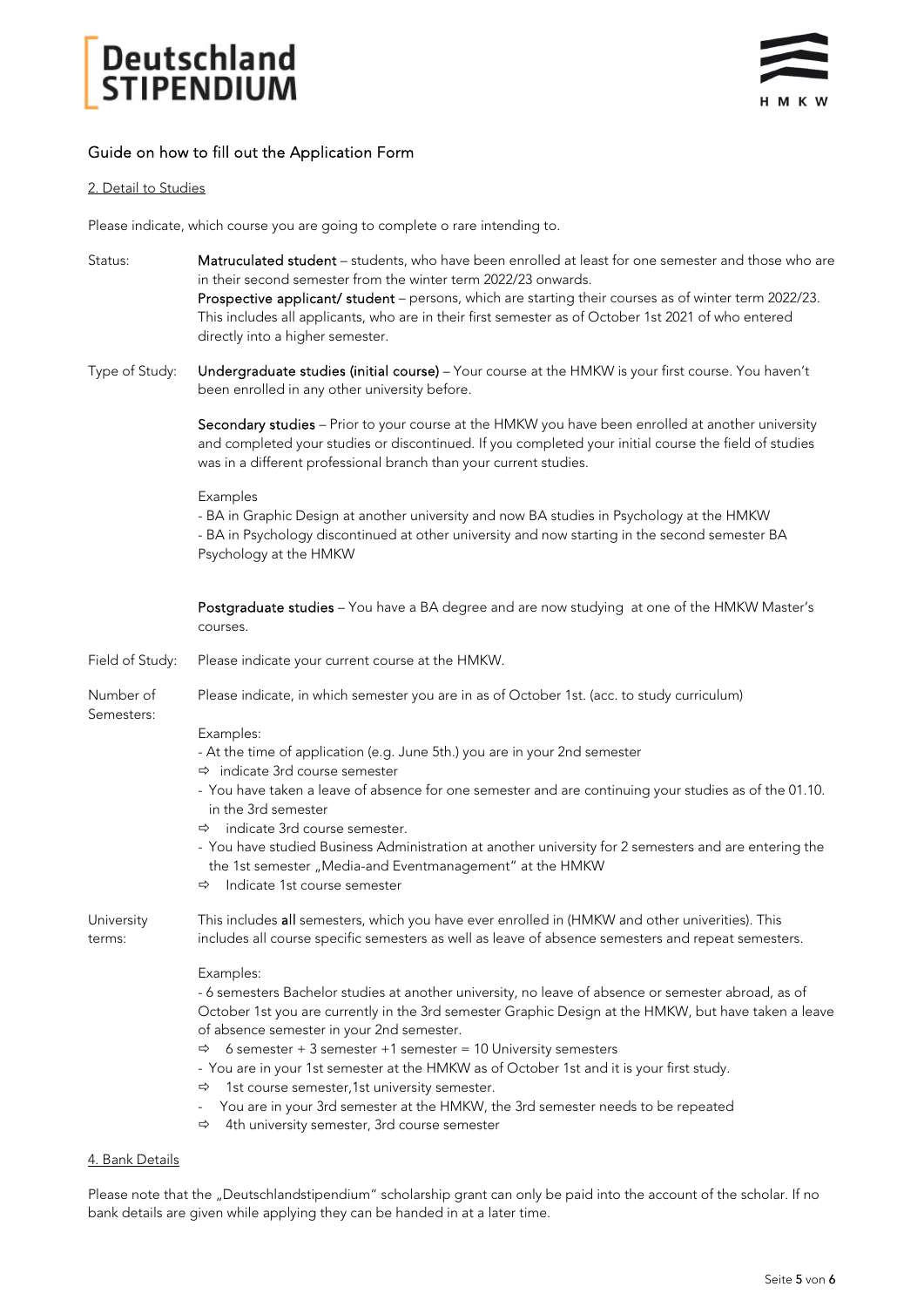## Guide on how to fill out the Application Form

### 2. Detail to Studies

Please indicate, which course you are going to complete o rare intending to.

**Status:**

**Matruculated student** – students, who have been enrolled at least for one semester and those who are in their second semester from the winter term 2022/23 onwards.
**Prospective applicant/ student** – persons, which are starting their courses as of winter term 2022/23. This includes all applicants, who are in their first semester as of October 1st 2021 of who entered directly into a higher semester.

**Type of Study:**

**Undergraduate studies (initial course)** – Your course at the HMKW is your first course. You haven't been enrolled in any other university before.

**Secondary studies** – Prior to your course at the HMKW you have been enrolled at another university and completed your studies or discontinued. If you completed your initial course the field of studies was in a different professional branch than your current studies.

Examples
- BA in Graphic Design at another university and now BA studies in Psychology at the HMKW
- BA in Psychology discontinued at other university and now starting in the second semester BA Psychology at the HMKW

**Postgraduate studies** – You have a BA degree and are now studying at one of the HMKW Master's courses.

**Field of Study:**

Please indicate your current course at the HMKW.

**Number of Semesters:**

Please indicate, in which semester you are in as of October 1st. (acc. to study curriculum)

Examples:
- At the time of application (e.g. June 5th.) you are in your 2nd semester
  ⇨ indicate 3rd course semester
- You have taken a leave of absence for one semester and are continuing your studies as of the 01.10. in the 3rd semester
  ⇨ indicate 3rd course semester.
- You have studied Business Administration at another university for 2 semesters and are entering the the 1st semester „Media-and Eventmanagement" at the HMKW
  ⇨ Indicate 1st course semester

**University terms:**

This includes **all** semesters, which you have ever enrolled in (HMKW and other univerities). This includes all course specific semesters as well as leave of absence semesters and repeat semesters.

Examples:
- 6 semesters Bachelor studies at another university, no leave of absence or semester abroad, as of October 1st you are currently in the 3rd semester Graphic Design at the HMKW, but have taken a leave of absence semester in your 2nd semester.
  ⇨ 6 semester + 3 semester +1 semester = 10 University semesters
- You are in your 1st semester at the HMKW as of October 1st and it is your first study.
  ⇨ 1st course semester,1st university semester.
- You are in your 3rd semester at the HMKW, the 3rd semester needs to be repeated
  ⇨ 4th university semester, 3rd course semester

### 4. Bank Details

Please note that the „Deutschlandstipendium" scholarship grant can only be paid into the account of the scholar. If no bank details are given while applying they can be handed in at a later time.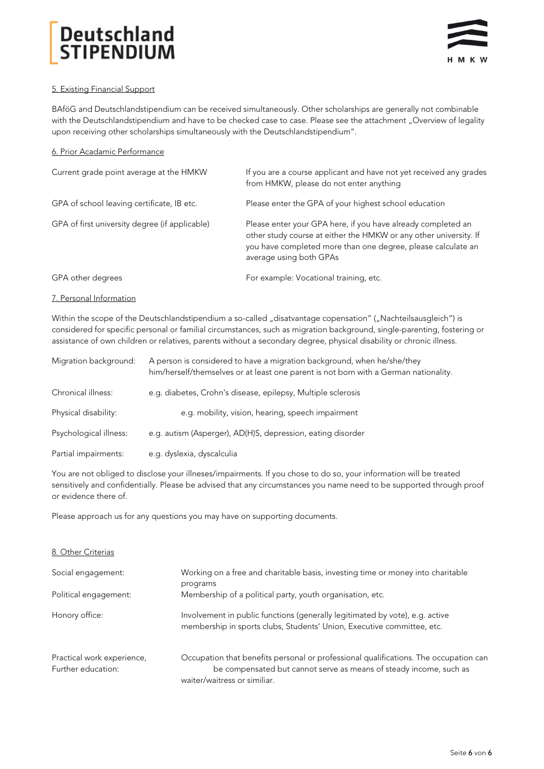## 5. Existing Financial Support

BAföG and Deutschlandstipendium can be received simultaneously. Other scholarships are generally not combinable with the Deutschlandstipendium and have to be checked case to case. Please see the attachment „Overview of legality upon receiving other scholarships simultaneously with the Deutschlandstipendium".

## 6. Prior Acadamic Performance

| | |
|---|---|
| Current grade point average at the HMKW | If you are a course applicant and have not yet received any grades from HMKW, please do not enter anything |
| GPA of school leaving certificate, IB etc. | Please enter the GPA of your highest school education |
| GPA of first university degree (if applicable) | Please enter your GPA here, if you have already completed an other study course at either the HMKW or any other university. If you have completed more than one degree, please calculate an average using both GPAs |
| GPA other degrees | For example: Vocational training, etc. |

## 7. Personal Information

Within the scope of the Deutschlandstipendium a so-called „disatvantage copensation" („Nachteilsausgleich") is considered for specific personal or familial circumstances, such as migration background, single-parenting, fostering or assistance of own children or relatives, parents without a secondary degree, physical disability or chronic illness.

| | |
|---|---|
| Migration background: | A person is considered to have a migration background, when he/she/they him/herself/themselves or at least one parent is not born with a German nationality. |
| Chronical illness: | e.g. diabetes, Crohn's disease, epilepsy, Multiple sclerosis |
| Physical disability: | e.g. mobility, vision, hearing, speech impairment |
| Psychological illness: | e.g. autism (Asperger), AD(H)S, depression, eating disorder |
| Partial impairments: | e.g. dyslexia, dyscalculia |

You are not obliged to disclose your illneses/impairments. If you chose to do so, your information will be treated sensitively and confidentially. Please be advised that any circumstances you name need to be supported through proof or evidence there of.

Please approach us for any questions you may have on supporting documents.

## 8. Other Criterias

| | |
|---|---|
| Social engagement: | Working on a free and charitable basis, investing time or money into charitable programs |
| Political engagement: | Membership of a political party, youth organisation, etc. |
| Honory office: | Involvement in public functions (generally legitimated by vote), e.g. active membership in sports clubs, Students' Union, Executive committee, etc. |
| Practical work experience, Further education: | Occupation that benefits personal or professional qualifications. The occupation can be compensated but cannot serve as means of steady income, such as waiter/waitress or similiar. |